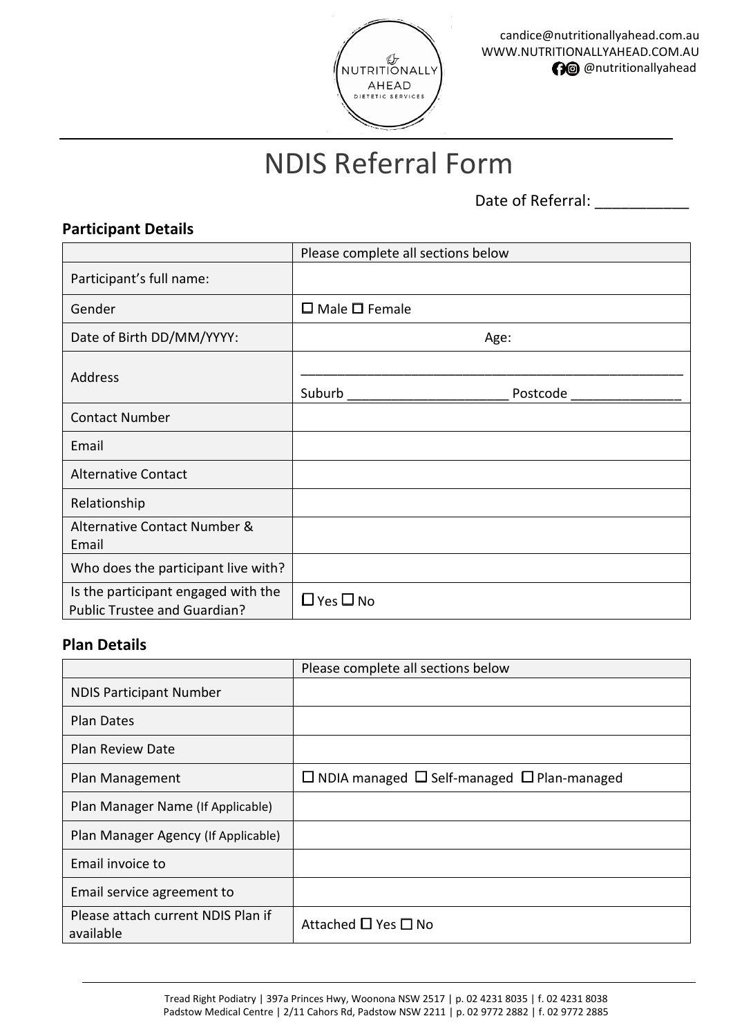candice@nutritionallyahead.com.au
WWW.NUTRITIONALLYAHEAD.COM.AU
@nutritionallyahead

# NDIS Referral Form

Date of Referral: ___________

## Participant Details

| | Please complete all sections below |
|---|---|
| Participant's full name: | |
| Gender | ☐ Male ☐ Female |
| Date of Birth DD/MM/YYYY: | Age: |
| Address | ______________________________ Suburb ____________________ Postcode ______________ |
| Contact Number | |
| Email | |
| Alternative Contact | |
| Relationship | |
| Alternative Contact Number & Email | |
| Who does the participant live with? | |
| Is the participant engaged with the Public Trustee and Guardian? | ☐ Yes ☐ No |

## Plan Details

| | Please complete all sections below |
|---|---|
| NDIS Participant Number | |
| Plan Dates | |
| Plan Review Date | |
| Plan Management | ☐ NDIA managed ☐ Self-managed ☐ Plan-managed |
| Plan Manager Name (If Applicable) | |
| Plan Manager Agency (If Applicable) | |
| Email invoice to | |
| Email service agreement to | |
| Please attach current NDIS Plan if available | Attached ☐ Yes ☐ No |

Tread Right Podiatry | 397a Princes Hwy, Woonona NSW 2517 | p. 02 4231 8035 | f. 02 4231 8038
Padstow Medical Centre | 2/11 Cahors Rd, Padstow NSW 2211 | p. 02 9772 2882 | f. 02 9772 2885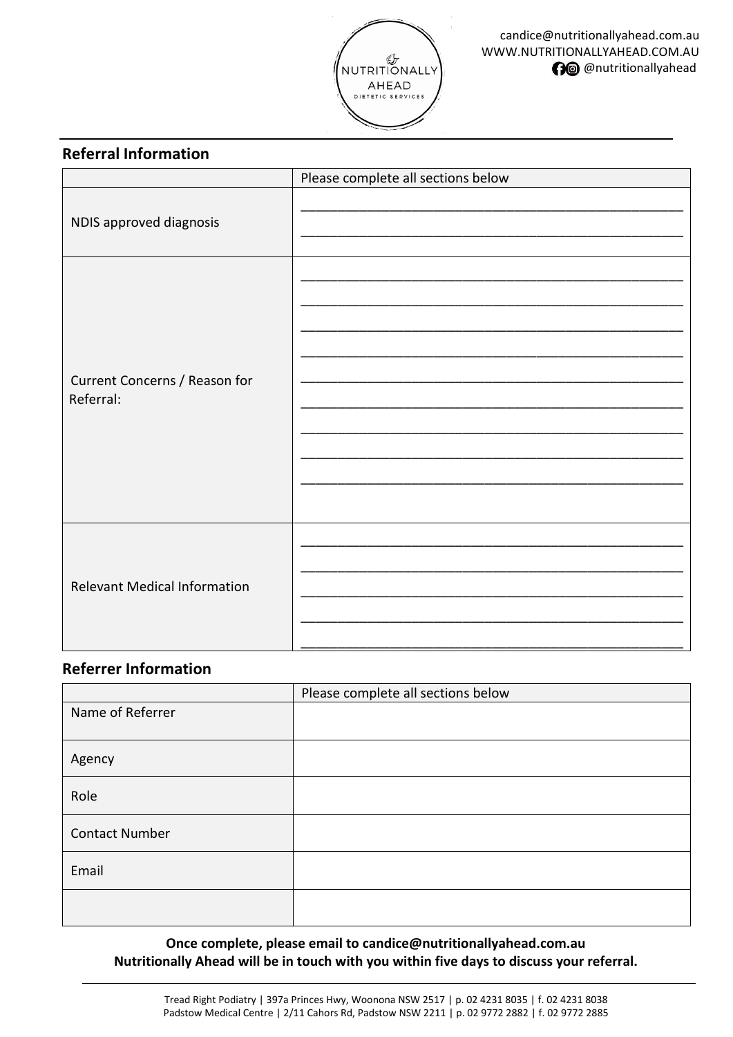candice@nutritionallyahead.com.au
WWW.NUTRITIONALLYAHEAD.COM.AU
@nutritionallyahead

## Referral Information

| | Please complete all sections below |
|---|---|
| NDIS approved diagnosis | ___________________________________________________ ___________________________________________________ |
| Current Concerns / Reason for Referral: | ___________________________________________________ ___________________________________________________ ___________________________________________________ ___________________________________________________ ___________________________________________________ ___________________________________________________ ___________________________________________________ ___________________________________________________ ___________________________________________________ |
| Relevant Medical Information | ___________________________________________________ ___________________________________________________ ___________________________________________________ ___________________________________________________ ___________________________________________________ |

## Referrer Information

| | Please complete all sections below |
|---|---|
| Name of Referrer | |
| Agency | |
| Role | |
| Contact Number | |
| Email | |
| | |

**Once complete, please email to candice@nutritionallyahead.com.au**
**Nutritionally Ahead will be in touch with you within five days to discuss your referral.**

Tread Right Podiatry | 397a Princes Hwy, Woonona NSW 2517 | p. 02 4231 8035 | f. 02 4231 8038
Padstow Medical Centre | 2/11 Cahors Rd, Padstow NSW 2211 | p. 02 9772 2882 | f. 02 9772 2885